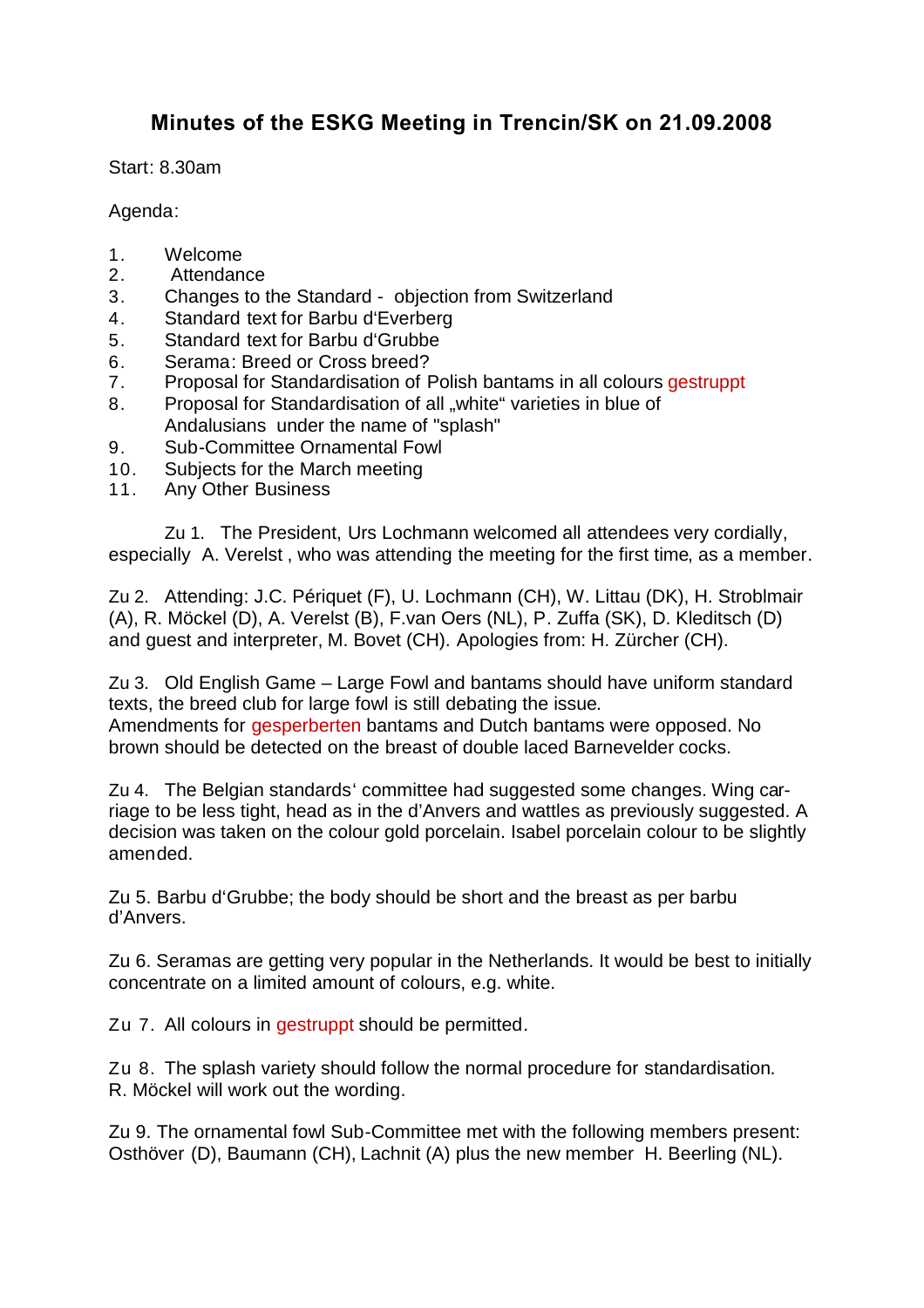# Minutes of the ESKG Meeting in Trencin/SK on 21.09.2008

Start: 8.30am

Agenda:

1. Welcome
2. Attendance
3. Changes to the Standard - objection from Switzerland
4. Standard text for Barbu d'Everberg
5. Standard text for Barbu d'Grubbe
6. Serama: Breed or Cross breed?
7. Proposal for Standardisation of Polish bantams in all colours gestruppt
8. Proposal for Standardisation of all „white" varieties in blue of Andalusians under the name of "splash"
9. Sub-Committee Ornamental Fowl
10. Subjects for the March meeting
11. Any Other Business

Zu 1. The President, Urs Lochmann welcomed all attendees very cordially, especially A. Verelst , who was attending the meeting for the first time, as a member.

Zu 2. Attending: J.C. Périquet (F), U. Lochmann (CH), W. Littau (DK), H. Stroblmair (A), R. Möckel (D), A. Verelst (B), F.van Oers (NL), P. Zuffa (SK), D. Kleditsch (D) and guest and interpreter, M. Bovet (CH). Apologies from: H. Zürcher (CH).

Zu 3. Old English Game – Large Fowl and bantams should have uniform standard texts, the breed club for large fowl is still debating the issue. Amendments for gesperberten bantams and Dutch bantams were opposed. No brown should be detected on the breast of double laced Barnevelder cocks.

Zu 4. The Belgian standards' committee had suggested some changes. Wing carriage to be less tight, head as in the d'Anvers and wattles as previously suggested. A decision was taken on the colour gold porcelain. Isabel porcelain colour to be slightly amended.

Zu 5. Barbu d'Grubbe; the body should be short and the breast as per barbu d'Anvers.

Zu 6. Seramas are getting very popular in the Netherlands. It would be best to initially concentrate on a limited amount of colours, e.g. white.

Zu 7. All colours in gestruppt should be permitted.

Zu 8. The splash variety should follow the normal procedure for standardisation. R. Möckel will work out the wording.

Zu 9. The ornamental fowl Sub-Committee met with the following members present: Osthöver (D), Baumann (CH), Lachnit (A) plus the new member H. Beerling (NL).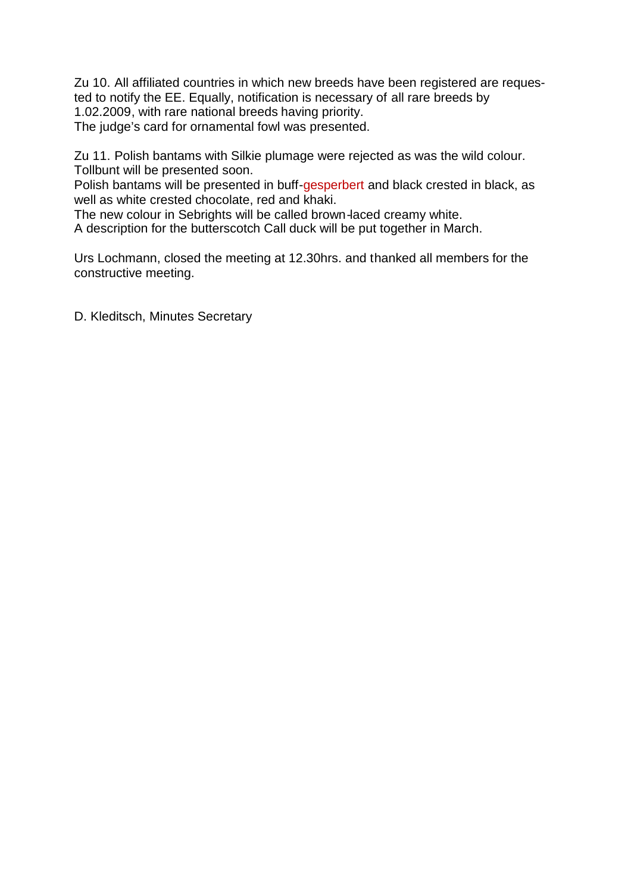Zu 10. All affiliated countries in which new breeds have been registered are requested to notify the EE. Equally, notification is necessary of all rare breeds by 1.02.2009, with rare national breeds having priority.
The judge's card for ornamental fowl was presented.

Zu 11. Polish bantams with Silkie plumage were rejected as was the wild colour. Tollbunt will be presented soon.
Polish bantams will be presented in buff-gesperbert and black crested in black, as well as white crested chocolate, red and khaki.
The new colour in Sebrights will be called brown-laced creamy white.
A description for the butterscotch Call duck will be put together in March.

Urs Lochmann, closed the meeting at 12.30hrs. and thanked all members for the constructive meeting.

D. Kleditsch, Minutes Secretary